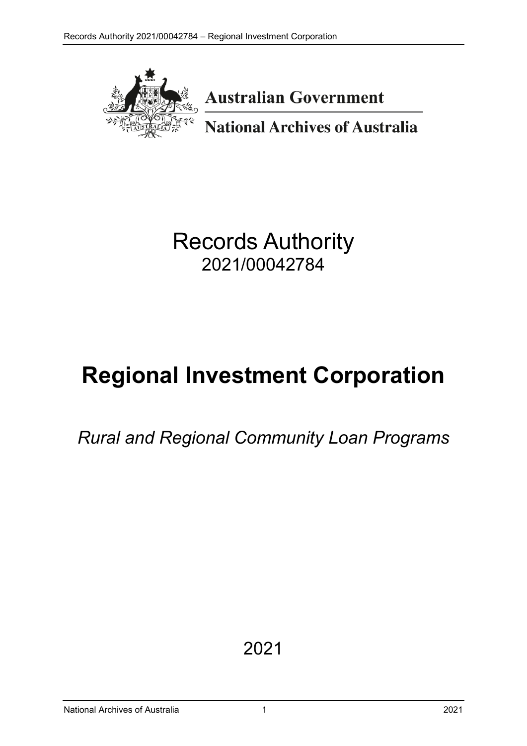Australian Government

National Archives of Australia

# Records Authority

2021/00042784

# Regional Investment Corporation

*Rural and Regional Community Loan Programs*

2021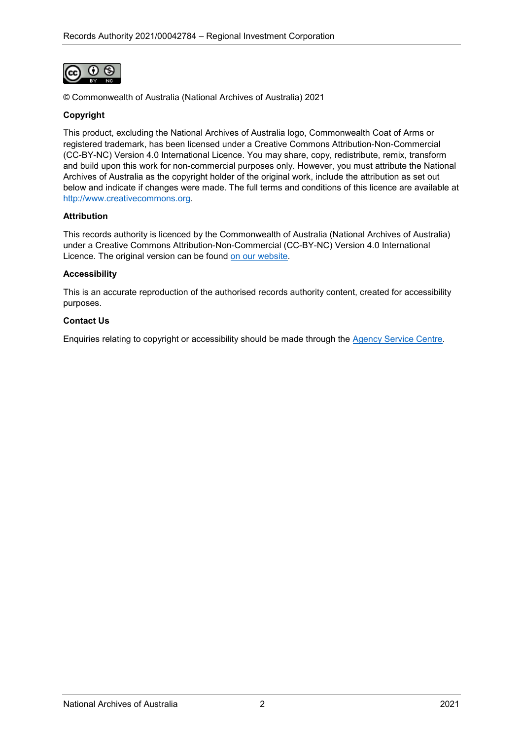© Commonwealth of Australia (National Archives of Australia) 2021

**Copyright**

This product, excluding the National Archives of Australia logo, Commonwealth Coat of Arms or registered trademark, has been licensed under a Creative Commons Attribution-Non-Commercial (CC-BY-NC) Version 4.0 International Licence. You may share, copy, redistribute, remix, transform and build upon this work for non-commercial purposes only. However, you must attribute the National Archives of Australia as the copyright holder of the original work, include the attribution as set out below and indicate if changes were made. The full terms and conditions of this licence are available at [http://www.creativecommons.org](http://www.creativecommons.org).

**Attribution**

This records authority is licenced by the Commonwealth of Australia (National Archives of Australia) under a Creative Commons Attribution-Non-Commercial (CC-BY-NC) Version 4.0 International Licence. The original version can be found on our website.

**Accessibility**

This is an accurate reproduction of the authorised records authority content, created for accessibility purposes.

**Contact Us**

Enquiries relating to copyright or accessibility should be made through the Agency Service Centre.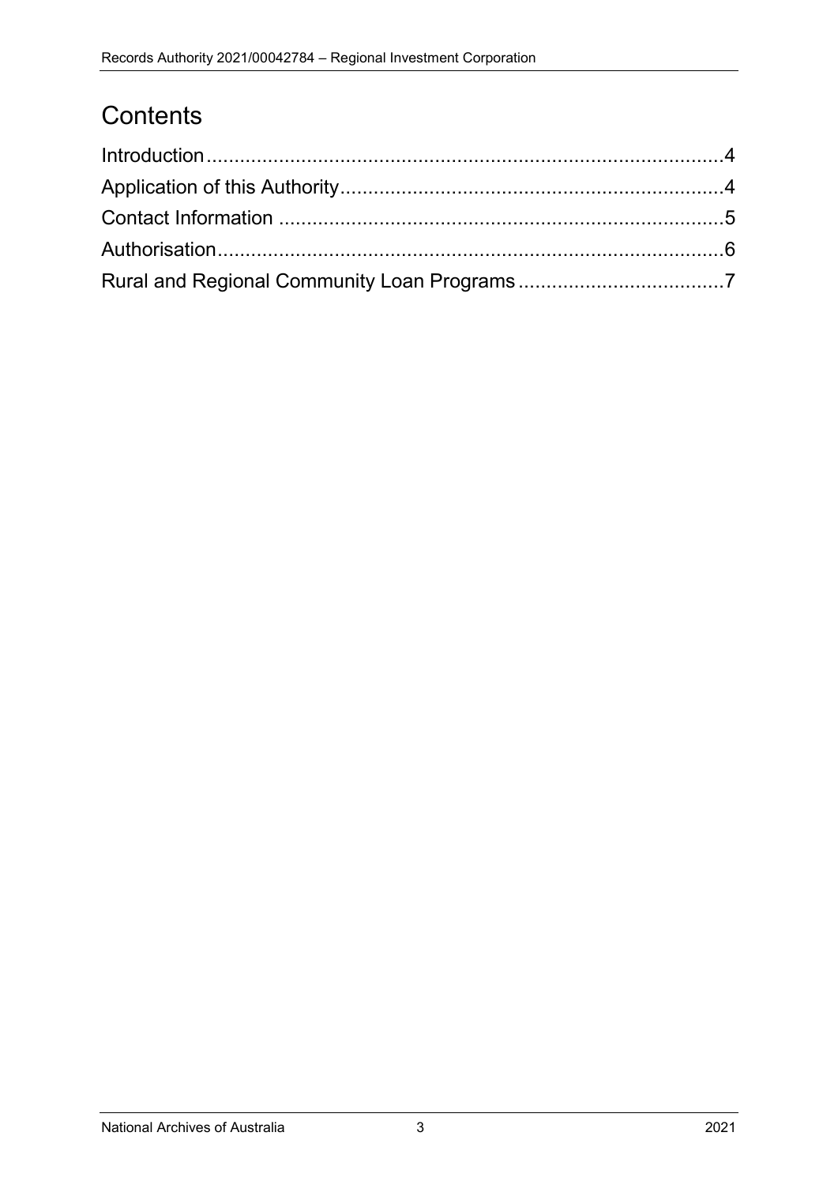# Contents

Introduction....................................................................................4
Application of this Authority....................................................................4
Contact Information .............................................................................5
Authorisation....................................................................................6
Rural and Regional Community Loan Programs ....................................7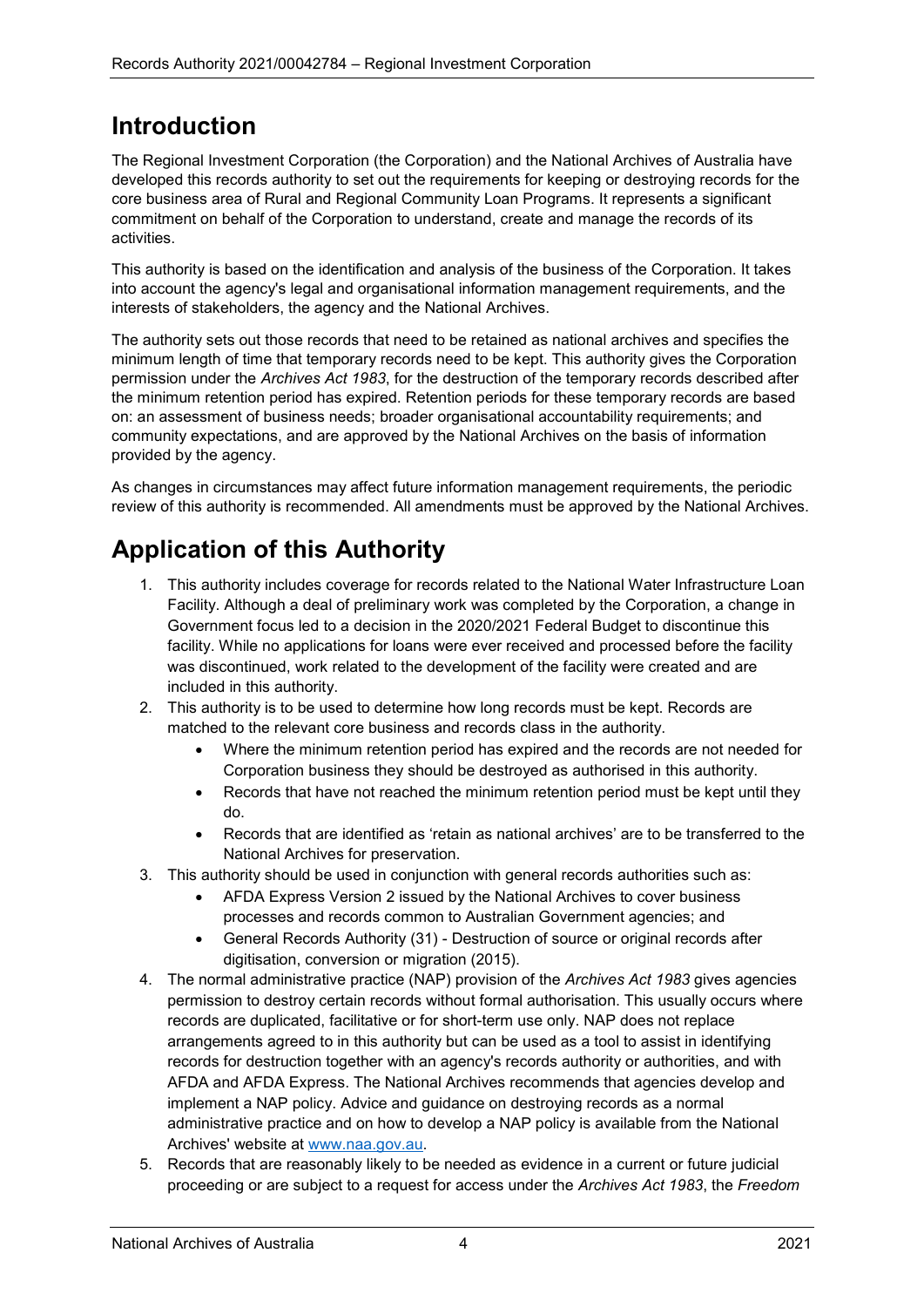# Introduction

The Regional Investment Corporation (the Corporation) and the National Archives of Australia have developed this records authority to set out the requirements for keeping or destroying records for the core business area of Rural and Regional Community Loan Programs. It represents a significant commitment on behalf of the Corporation to understand, create and manage the records of its activities.

This authority is based on the identification and analysis of the business of the Corporation. It takes into account the agency's legal and organisational information management requirements, and the interests of stakeholders, the agency and the National Archives.

The authority sets out those records that need to be retained as national archives and specifies the minimum length of time that temporary records need to be kept. This authority gives the Corporation permission under the *Archives Act 1983*, for the destruction of the temporary records described after the minimum retention period has expired. Retention periods for these temporary records are based on: an assessment of business needs; broader organisational accountability requirements; and community expectations, and are approved by the National Archives on the basis of information provided by the agency.

As changes in circumstances may affect future information management requirements, the periodic review of this authority is recommended. All amendments must be approved by the National Archives.

# Application of this Authority

1. This authority includes coverage for records related to the National Water Infrastructure Loan Facility. Although a deal of preliminary work was completed by the Corporation, a change in Government focus led to a decision in the 2020/2021 Federal Budget to discontinue this facility. While no applications for loans were ever received and processed before the facility was discontinued, work related to the development of the facility were created and are included in this authority.
2. This authority is to be used to determine how long records must be kept. Records are matched to the relevant core business and records class in the authority.
   - Where the minimum retention period has expired and the records are not needed for Corporation business they should be destroyed as authorised in this authority.
   - Records that have not reached the minimum retention period must be kept until they do.
   - Records that are identified as 'retain as national archives' are to be transferred to the National Archives for preservation.
3. This authority should be used in conjunction with general records authorities such as:
   - AFDA Express Version 2 issued by the National Archives to cover business processes and records common to Australian Government agencies; and
   - General Records Authority (31) - Destruction of source or original records after digitisation, conversion or migration (2015).
4. The normal administrative practice (NAP) provision of the *Archives Act 1983* gives agencies permission to destroy certain records without formal authorisation. This usually occurs where records are duplicated, facilitative or for short-term use only. NAP does not replace arrangements agreed to in this authority but can be used as a tool to assist in identifying records for destruction together with an agency's records authority or authorities, and with AFDA and AFDA Express. The National Archives recommends that agencies develop and implement a NAP policy. Advice and guidance on destroying records as a normal administrative practice and on how to develop a NAP policy is available from the National Archives' website at www.naa.gov.au.
5. Records that are reasonably likely to be needed as evidence in a current or future judicial proceeding or are subject to a request for access under the *Archives Act 1983*, the *Freedom*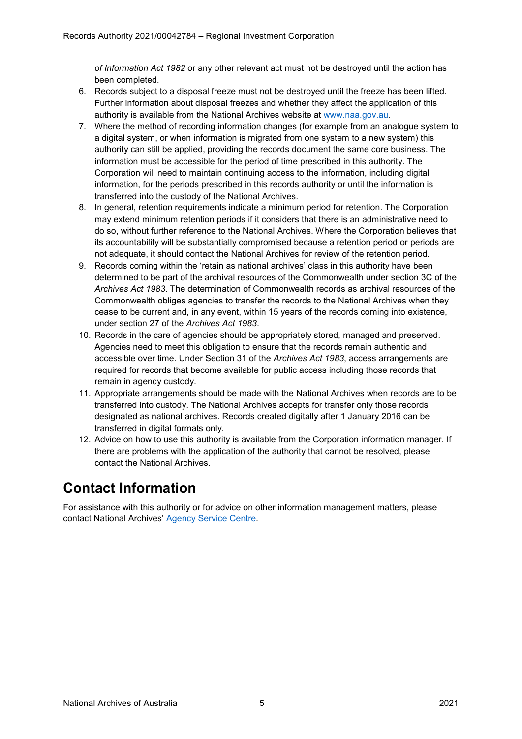*of Information Act 1982* or any other relevant act must not be destroyed until the action has been completed.

6. Records subject to a disposal freeze must not be destroyed until the freeze has been lifted. Further information about disposal freezes and whether they affect the application of this authority is available from the National Archives website at [www.naa.gov.au](http://www.naa.gov.au).
7. Where the method of recording information changes (for example from an analogue system to a digital system, or when information is migrated from one system to a new system) this authority can still be applied, providing the records document the same core business. The information must be accessible for the period of time prescribed in this authority. The Corporation will need to maintain continuing access to the information, including digital information, for the periods prescribed in this records authority or until the information is transferred into the custody of the National Archives.
8. In general, retention requirements indicate a minimum period for retention. The Corporation may extend minimum retention periods if it considers that there is an administrative need to do so, without further reference to the National Archives. Where the Corporation believes that its accountability will be substantially compromised because a retention period or periods are not adequate, it should contact the National Archives for review of the retention period.
9. Records coming within the 'retain as national archives' class in this authority have been determined to be part of the archival resources of the Commonwealth under section 3C of the *Archives Act 1983*. The determination of Commonwealth records as archival resources of the Commonwealth obliges agencies to transfer the records to the National Archives when they cease to be current and, in any event, within 15 years of the records coming into existence, under section 27 of the *Archives Act 1983*.
10. Records in the care of agencies should be appropriately stored, managed and preserved. Agencies need to meet this obligation to ensure that the records remain authentic and accessible over time. Under Section 31 of the *Archives Act 1983*, access arrangements are required for records that become available for public access including those records that remain in agency custody.
11. Appropriate arrangements should be made with the National Archives when records are to be transferred into custody. The National Archives accepts for transfer only those records designated as national archives. Records created digitally after 1 January 2016 can be transferred in digital formats only.
12. Advice on how to use this authority is available from the Corporation information manager. If there are problems with the application of the authority that cannot be resolved, please contact the National Archives.

# Contact Information

For assistance with this authority or for advice on other information management matters, please contact National Archives' Agency Service Centre.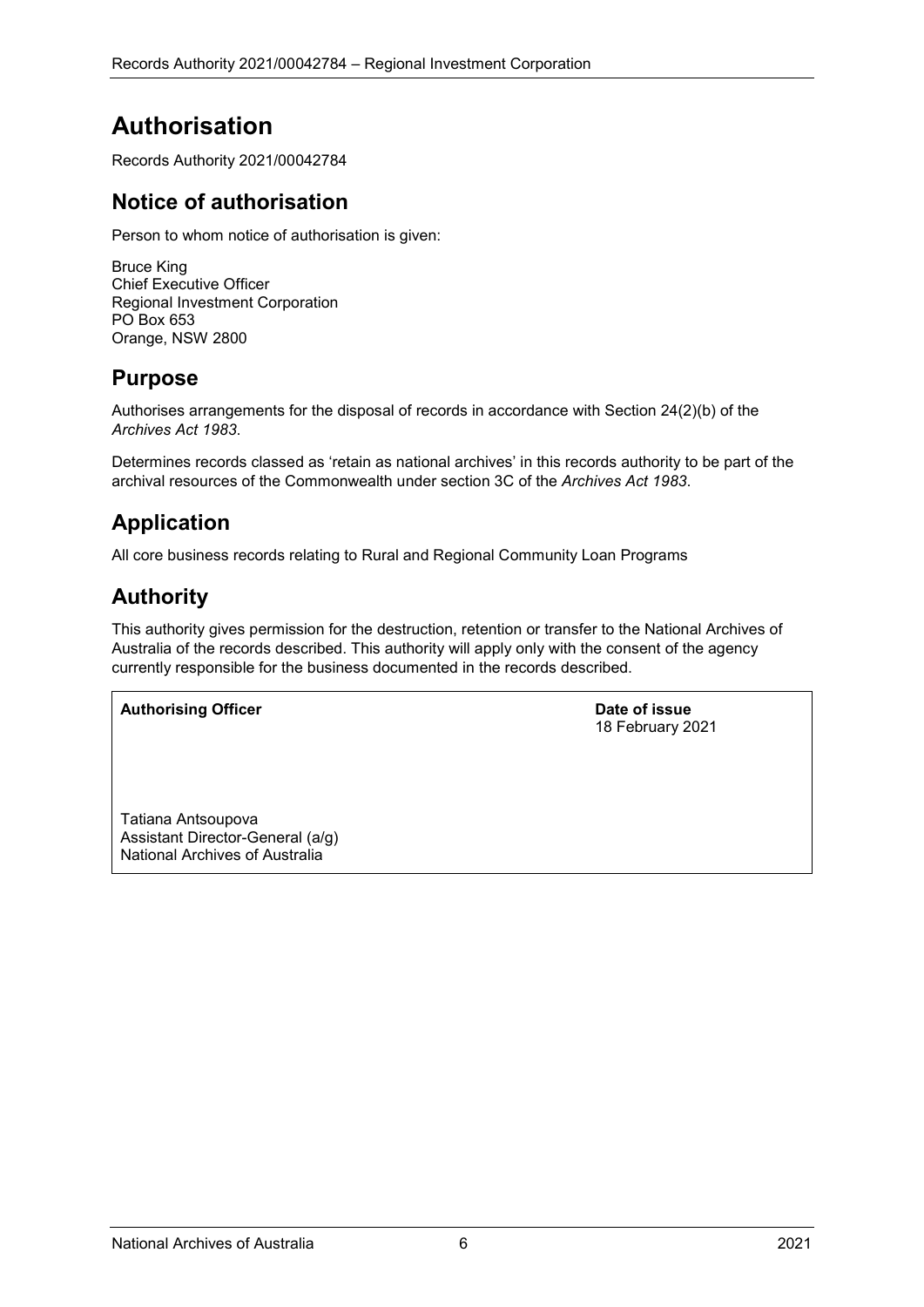# Authorisation

Records Authority 2021/00042784

## Notice of authorisation

Person to whom notice of authorisation is given:

Bruce King
Chief Executive Officer
Regional Investment Corporation
PO Box 653
Orange, NSW 2800

## Purpose

Authorises arrangements for the disposal of records in accordance with Section 24(2)(b) of the *Archives Act 1983*.

Determines records classed as 'retain as national archives' in this records authority to be part of the archival resources of the Commonwealth under section 3C of the *Archives Act 1983*.

## Application

All core business records relating to Rural and Regional Community Loan Programs

## Authority

This authority gives permission for the destruction, retention or transfer to the National Archives of Australia of the records described. This authority will apply only with the consent of the agency currently responsible for the business documented in the records described.

| **Authorising Officer** | **Date of issue** |
| --- | --- |
| Tatiana Antsoupova<br>Assistant Director-General (a/g)<br>National Archives of Australia | 18 February 2021 |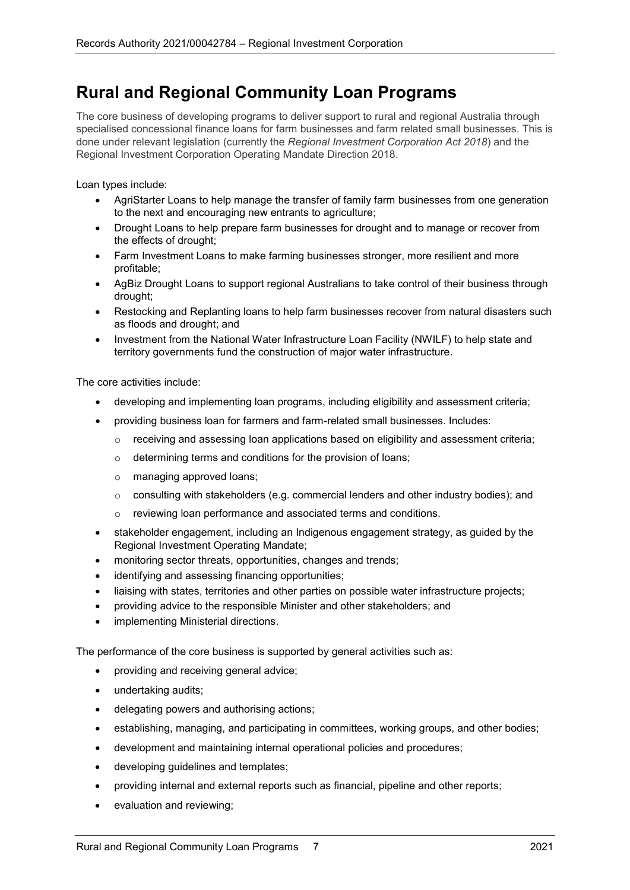# Rural and Regional Community Loan Programs

The core business of developing programs to deliver support to rural and regional Australia through specialised concessional finance loans for farm businesses and farm related small businesses. This is done under relevant legislation (currently the *Regional Investment Corporation Act 2018*) and the Regional Investment Corporation Operating Mandate Direction 2018.

Loan types include:

- AgriStarter Loans to help manage the transfer of family farm businesses from one generation to the next and encouraging new entrants to agriculture;
- Drought Loans to help prepare farm businesses for drought and to manage or recover from the effects of drought;
- Farm Investment Loans to make farming businesses stronger, more resilient and more profitable;
- AgBiz Drought Loans to support regional Australians to take control of their business through drought;
- Restocking and Replanting loans to help farm businesses recover from natural disasters such as floods and drought; and
- Investment from the National Water Infrastructure Loan Facility (NWILF) to help state and territory governments fund the construction of major water infrastructure.

The core activities include:

- developing and implementing loan programs, including eligibility and assessment criteria;
- providing business loan for farmers and farm-related small businesses. Includes:
  - receiving and assessing loan applications based on eligibility and assessment criteria;
  - determining terms and conditions for the provision of loans;
  - managing approved loans;
  - consulting with stakeholders (e.g. commercial lenders and other industry bodies); and
  - reviewing loan performance and associated terms and conditions.
- stakeholder engagement, including an Indigenous engagement strategy, as guided by the Regional Investment Operating Mandate;
- monitoring sector threats, opportunities, changes and trends;
- identifying and assessing financing opportunities;
- liaising with states, territories and other parties on possible water infrastructure projects;
- providing advice to the responsible Minister and other stakeholders; and
- implementing Ministerial directions.

The performance of the core business is supported by general activities such as:

- providing and receiving general advice;
- undertaking audits;
- delegating powers and authorising actions;
- establishing, managing, and participating in committees, working groups, and other bodies;
- development and maintaining internal operational policies and procedures;
- developing guidelines and templates;
- providing internal and external reports such as financial, pipeline and other reports;
- evaluation and reviewing;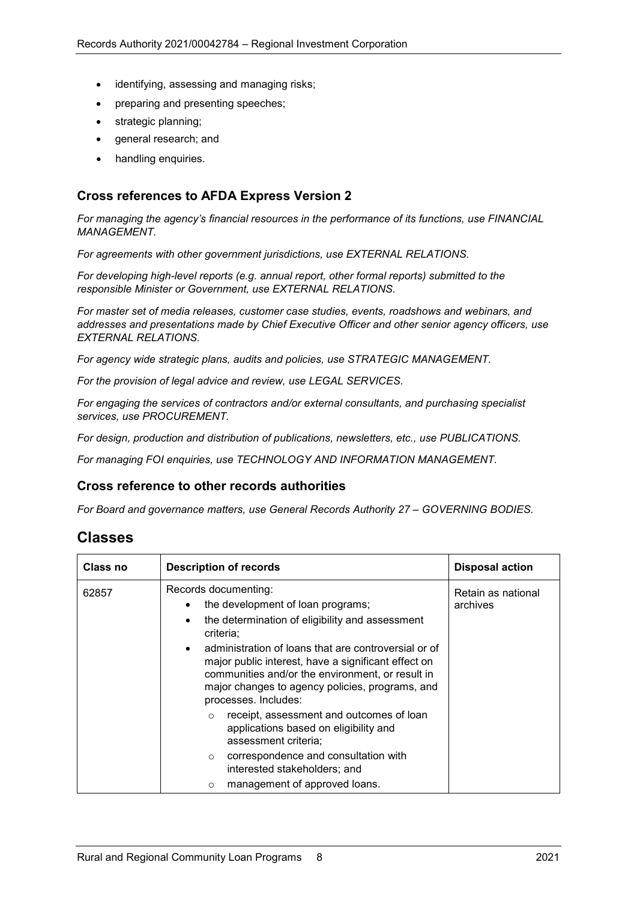- identifying, assessing and managing risks;
- preparing and presenting speeches;
- strategic planning;
- general research; and
- handling enquiries.

### Cross references to AFDA Express Version 2

*For managing the agency's financial resources in the performance of its functions, use FINANCIAL MANAGEMENT.*

*For agreements with other government jurisdictions, use EXTERNAL RELATIONS.*

*For developing high-level reports (e.g. annual report, other formal reports) submitted to the responsible Minister or Government, use EXTERNAL RELATIONS.*

*For master set of media releases, customer case studies, events, roadshows and webinars, and addresses and presentations made by Chief Executive Officer and other senior agency officers, use EXTERNAL RELATIONS.*

*For agency wide strategic plans, audits and policies, use STRATEGIC MANAGEMENT.*

*For the provision of legal advice and review, use LEGAL SERVICES.*

*For engaging the services of contractors and/or external consultants, and purchasing specialist services, use PROCUREMENT.*

*For design, production and distribution of publications, newsletters, etc., use PUBLICATIONS.*

*For managing FOI enquiries, use TECHNOLOGY AND INFORMATION MANAGEMENT.*

### Cross reference to other records authorities

*For Board and governance matters, use General Records Authority 27 – GOVERNING BODIES.*

## Classes

| Class no | Description of records | Disposal action |
|---|---|---|
| 62857 | Records documenting:<br>• the development of loan programs;<br>• the determination of eligibility and assessment criteria;<br>• administration of loans that are controversial or of major public interest, have a significant effect on communities and/or the environment, or result in major changes to agency policies, programs, and processes. Includes:<br>  ○ receipt, assessment and outcomes of loan applications based on eligibility and assessment criteria;<br>  ○ correspondence and consultation with interested stakeholders; and<br>  ○ management of approved loans. | Retain as national archives |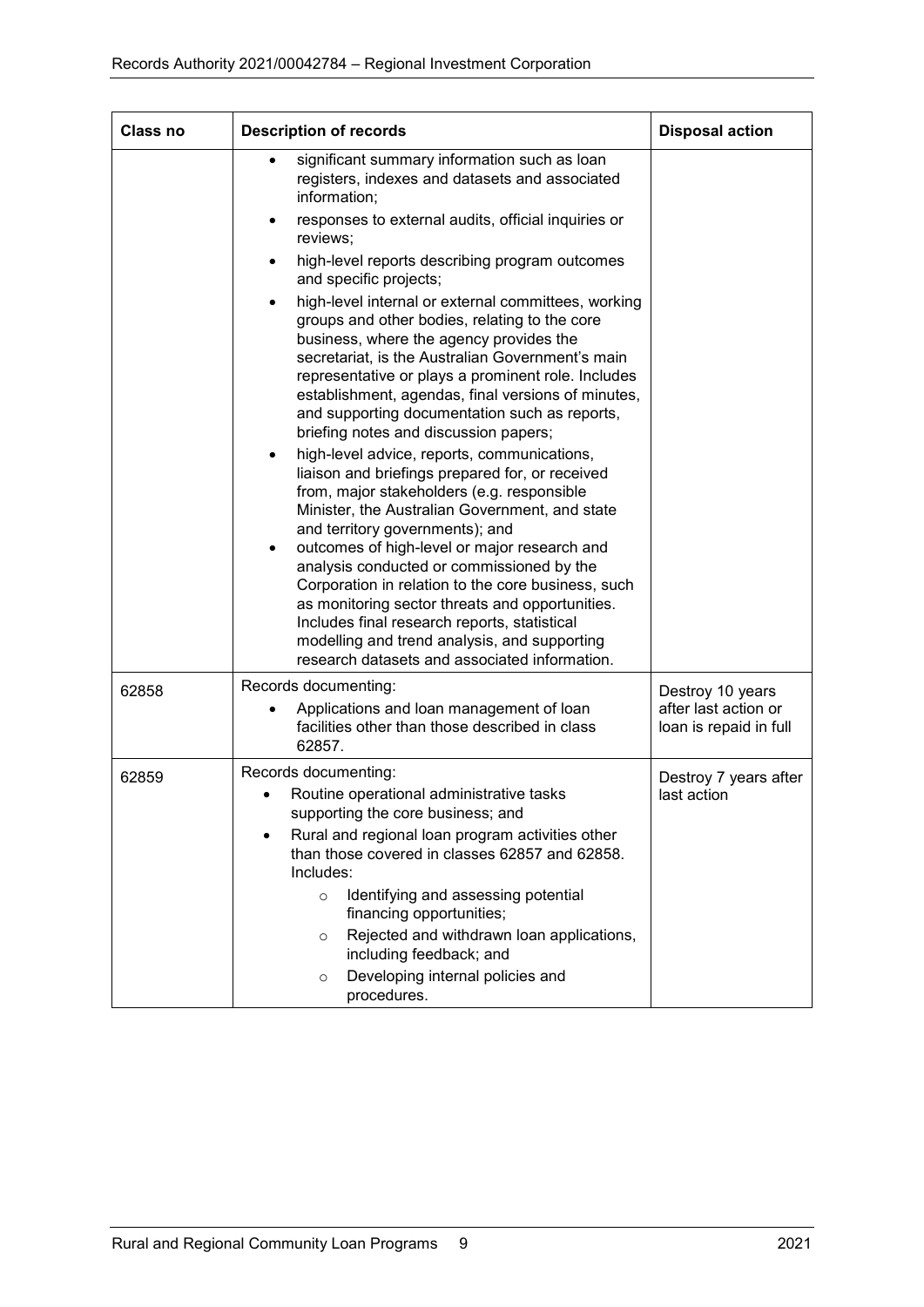| Class no | Description of records | Disposal action |
|---|---|---|
| | • significant summary information such as loan registers, indexes and datasets and associated information;<br>• responses to external audits, official inquiries or reviews;<br>• high-level reports describing program outcomes and specific projects;<br>• high-level internal or external committees, working groups and other bodies, relating to the core business, where the agency provides the secretariat, is the Australian Government's main representative or plays a prominent role. Includes establishment, agendas, final versions of minutes, and supporting documentation such as reports, briefing notes and discussion papers;<br>• high-level advice, reports, communications, liaison and briefings prepared for, or received from, major stakeholders (e.g. responsible Minister, the Australian Government, and state and territory governments); and<br>• outcomes of high-level or major research and analysis conducted or commissioned by the Corporation in relation to the core business, such as monitoring sector threats and opportunities. Includes final research reports, statistical modelling and trend analysis, and supporting research datasets and associated information. | |
| 62858 | Records documenting:<br>• Applications and loan management of loan facilities other than those described in class 62857. | Destroy 10 years after last action or loan is repaid in full |
| 62859 | Records documenting:<br>• Routine operational administrative tasks supporting the core business; and<br>• Rural and regional loan program activities other than those covered in classes 62857 and 62858. Includes:<br>&nbsp;&nbsp;&nbsp;&nbsp;○ Identifying and assessing potential financing opportunities;<br>&nbsp;&nbsp;&nbsp;&nbsp;○ Rejected and withdrawn loan applications, including feedback; and<br>&nbsp;&nbsp;&nbsp;&nbsp;○ Developing internal policies and procedures. | Destroy 7 years after last action |